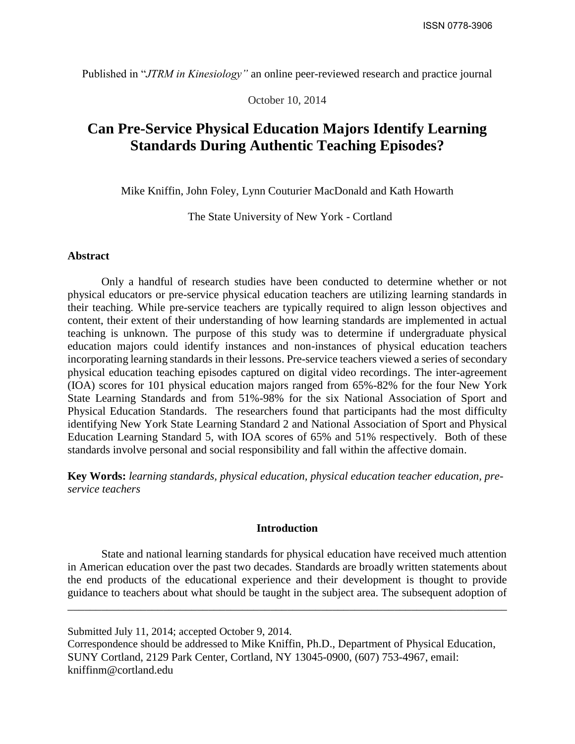ISSN 0778-3906

Published in "*JTRM in Kinesiology"* an online peer-reviewed research and practice journal

October 10, 2014

# Can Pre-Service Physical Education Majors Identify Learning Standards During Authentic Teaching Episodes?

Mike Kniffin, John Foley, Lynn Couturier MacDonald and Kath Howarth

The State University of New York - Cortland

**Abstract**

Only a handful of research studies have been conducted to determine whether or not physical educators or pre-service physical education teachers are utilizing learning standards in their teaching. While pre-service teachers are typically required to align lesson objectives and content, their extent of their understanding of how learning standards are implemented in actual teaching is unknown. The purpose of this study was to determine if undergraduate physical education majors could identify instances and non-instances of physical education teachers incorporating learning standards in their lessons. Pre-service teachers viewed a series of secondary physical education teaching episodes captured on digital video recordings. The inter-agreement (IOA) scores for 101 physical education majors ranged from 65%-82% for the four New York State Learning Standards and from 51%-98% for the six National Association of Sport and Physical Education Standards. The researchers found that participants had the most difficulty identifying New York State Learning Standard 2 and National Association of Sport and Physical Education Learning Standard 5, with IOA scores of 65% and 51% respectively. Both of these standards involve personal and social responsibility and fall within the affective domain.

**Key Words:** *learning standards, physical education, physical education teacher education, pre-service teachers*

## Introduction

State and national learning standards for physical education have received much attention in American education over the past two decades. Standards are broadly written statements about the end products of the educational experience and their development is thought to provide guidance to teachers about what should be taught in the subject area. The subsequent adoption of

---

Submitted July 11, 2014; accepted October 9, 2014.
Correspondence should be addressed to Mike Kniffin, Ph.D., Department of Physical Education, SUNY Cortland, 2129 Park Center, Cortland, NY 13045-0900, (607) 753-4967, email: kniffinm@cortland.edu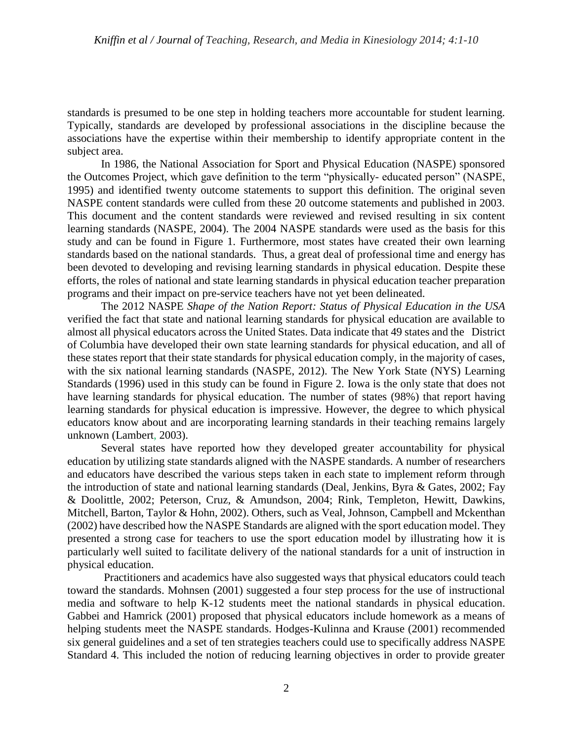standards is presumed to be one step in holding teachers more accountable for student learning. Typically, standards are developed by professional associations in the discipline because the associations have the expertise within their membership to identify appropriate content in the subject area.

In 1986, the National Association for Sport and Physical Education (NASPE) sponsored the Outcomes Project, which gave definition to the term "physically- educated person" (NASPE, 1995) and identified twenty outcome statements to support this definition. The original seven NASPE content standards were culled from these 20 outcome statements and published in 2003. This document and the content standards were reviewed and revised resulting in six content learning standards (NASPE, 2004). The 2004 NASPE standards were used as the basis for this study and can be found in Figure 1. Furthermore, most states have created their own learning standards based on the national standards. Thus, a great deal of professional time and energy has been devoted to developing and revising learning standards in physical education. Despite these efforts, the roles of national and state learning standards in physical education teacher preparation programs and their impact on pre-service teachers have not yet been delineated.

The 2012 NASPE *Shape of the Nation Report: Status of Physical Education in the USA* verified the fact that state and national learning standards for physical education are available to almost all physical educators across the United States. Data indicate that 49 states and the District of Columbia have developed their own state learning standards for physical education, and all of these states report that their state standards for physical education comply, in the majority of cases, with the six national learning standards (NASPE, 2012). The New York State (NYS) Learning Standards (1996) used in this study can be found in Figure 2. Iowa is the only state that does not have learning standards for physical education. The number of states (98%) that report having learning standards for physical education is impressive. However, the degree to which physical educators know about and are incorporating learning standards in their teaching remains largely unknown (Lambert, 2003).

Several states have reported how they developed greater accountability for physical education by utilizing state standards aligned with the NASPE standards. A number of researchers and educators have described the various steps taken in each state to implement reform through the introduction of state and national learning standards (Deal, Jenkins, Byra & Gates, 2002; Fay & Doolittle, 2002; Peterson, Cruz, & Amundson, 2004; Rink, Templeton, Hewitt, Dawkins, Mitchell, Barton, Taylor & Hohn, 2002). Others, such as Veal, Johnson, Campbell and Mckenthan (2002) have described how the NASPE Standards are aligned with the sport education model. They presented a strong case for teachers to use the sport education model by illustrating how it is particularly well suited to facilitate delivery of the national standards for a unit of instruction in physical education.

Practitioners and academics have also suggested ways that physical educators could teach toward the standards. Mohnsen (2001) suggested a four step process for the use of instructional media and software to help K-12 students meet the national standards in physical education. Gabbei and Hamrick (2001) proposed that physical educators include homework as a means of helping students meet the NASPE standards. Hodges-Kulinna and Krause (2001) recommended six general guidelines and a set of ten strategies teachers could use to specifically address NASPE Standard 4. This included the notion of reducing learning objectives in order to provide greater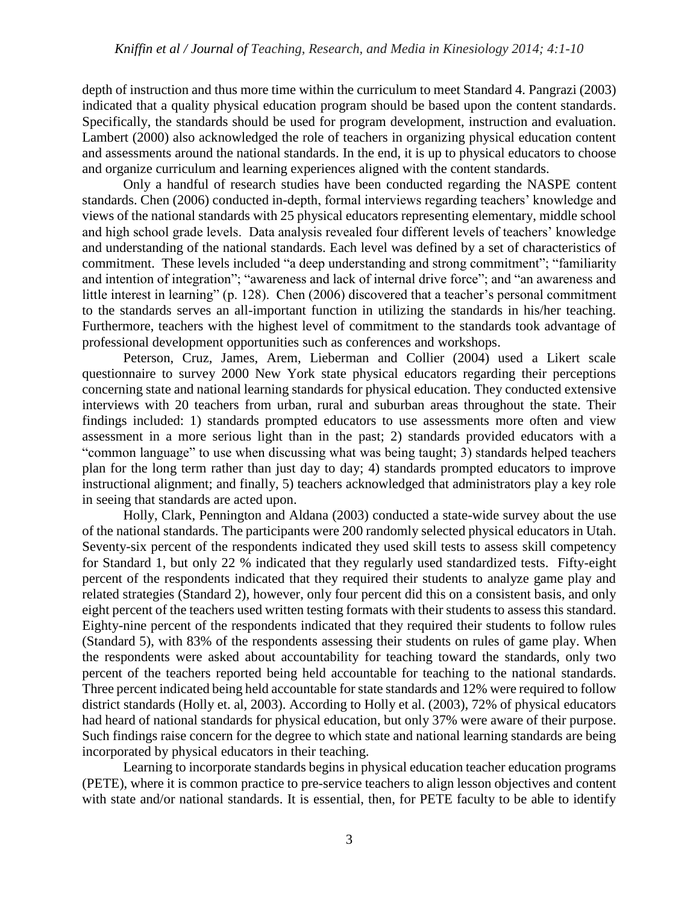depth of instruction and thus more time within the curriculum to meet Standard 4. Pangrazi (2003) indicated that a quality physical education program should be based upon the content standards. Specifically, the standards should be used for program development, instruction and evaluation. Lambert (2000) also acknowledged the role of teachers in organizing physical education content and assessments around the national standards. In the end, it is up to physical educators to choose and organize curriculum and learning experiences aligned with the content standards.

Only a handful of research studies have been conducted regarding the NASPE content standards. Chen (2006) conducted in-depth, formal interviews regarding teachers' knowledge and views of the national standards with 25 physical educators representing elementary, middle school and high school grade levels. Data analysis revealed four different levels of teachers' knowledge and understanding of the national standards. Each level was defined by a set of characteristics of commitment. These levels included "a deep understanding and strong commitment"; "familiarity and intention of integration"; "awareness and lack of internal drive force"; and "an awareness and little interest in learning" (p. 128). Chen (2006) discovered that a teacher's personal commitment to the standards serves an all-important function in utilizing the standards in his/her teaching. Furthermore, teachers with the highest level of commitment to the standards took advantage of professional development opportunities such as conferences and workshops.

Peterson, Cruz, James, Arem, Lieberman and Collier (2004) used a Likert scale questionnaire to survey 2000 New York state physical educators regarding their perceptions concerning state and national learning standards for physical education. They conducted extensive interviews with 20 teachers from urban, rural and suburban areas throughout the state. Their findings included: 1) standards prompted educators to use assessments more often and view assessment in a more serious light than in the past; 2) standards provided educators with a "common language" to use when discussing what was being taught; 3) standards helped teachers plan for the long term rather than just day to day; 4) standards prompted educators to improve instructional alignment; and finally, 5) teachers acknowledged that administrators play a key role in seeing that standards are acted upon.

Holly, Clark, Pennington and Aldana (2003) conducted a state-wide survey about the use of the national standards. The participants were 200 randomly selected physical educators in Utah. Seventy-six percent of the respondents indicated they used skill tests to assess skill competency for Standard 1, but only 22 % indicated that they regularly used standardized tests. Fifty-eight percent of the respondents indicated that they required their students to analyze game play and related strategies (Standard 2), however, only four percent did this on a consistent basis, and only eight percent of the teachers used written testing formats with their students to assess this standard. Eighty-nine percent of the respondents indicated that they required their students to follow rules (Standard 5), with 83% of the respondents assessing their students on rules of game play. When the respondents were asked about accountability for teaching toward the standards, only two percent of the teachers reported being held accountable for teaching to the national standards. Three percent indicated being held accountable for state standards and 12% were required to follow district standards (Holly et. al, 2003). According to Holly et al. (2003), 72% of physical educators had heard of national standards for physical education, but only 37% were aware of their purpose. Such findings raise concern for the degree to which state and national learning standards are being incorporated by physical educators in their teaching.

Learning to incorporate standards begins in physical education teacher education programs (PETE), where it is common practice to pre-service teachers to align lesson objectives and content with state and/or national standards. It is essential, then, for PETE faculty to be able to identify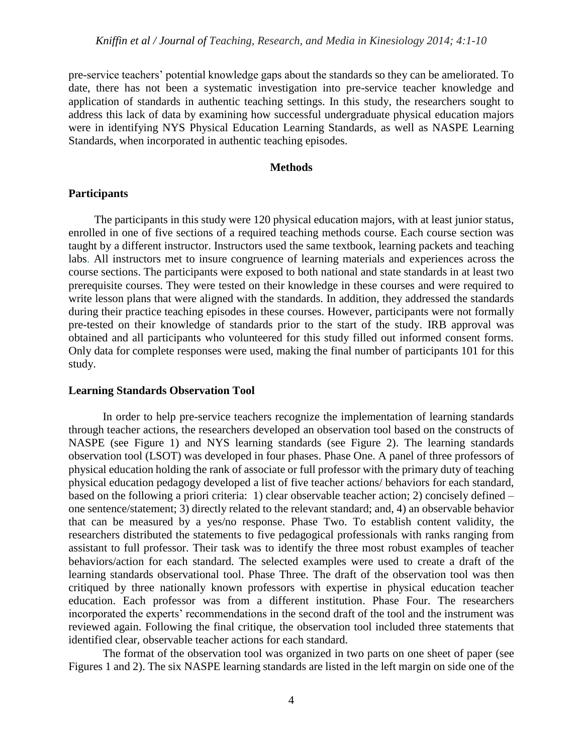pre-service teachers' potential knowledge gaps about the standards so they can be ameliorated. To date, there has not been a systematic investigation into pre-service teacher knowledge and application of standards in authentic teaching settings. In this study, the researchers sought to address this lack of data by examining how successful undergraduate physical education majors were in identifying NYS Physical Education Learning Standards, as well as NASPE Learning Standards, when incorporated in authentic teaching episodes.

## Methods

### Participants

The participants in this study were 120 physical education majors, with at least junior status, enrolled in one of five sections of a required teaching methods course. Each course section was taught by a different instructor. Instructors used the same textbook, learning packets and teaching labs. All instructors met to insure congruence of learning materials and experiences across the course sections. The participants were exposed to both national and state standards in at least two prerequisite courses. They were tested on their knowledge in these courses and were required to write lesson plans that were aligned with the standards. In addition, they addressed the standards during their practice teaching episodes in these courses. However, participants were not formally pre-tested on their knowledge of standards prior to the start of the study. IRB approval was obtained and all participants who volunteered for this study filled out informed consent forms. Only data for complete responses were used, making the final number of participants 101 for this study.

### Learning Standards Observation Tool

In order to help pre-service teachers recognize the implementation of learning standards through teacher actions, the researchers developed an observation tool based on the constructs of NASPE (see Figure 1) and NYS learning standards (see Figure 2). The learning standards observation tool (LSOT) was developed in four phases. Phase One. A panel of three professors of physical education holding the rank of associate or full professor with the primary duty of teaching physical education pedagogy developed a list of five teacher actions/ behaviors for each standard, based on the following a priori criteria: 1) clear observable teacher action; 2) concisely defined – one sentence/statement; 3) directly related to the relevant standard; and, 4) an observable behavior that can be measured by a yes/no response. Phase Two. To establish content validity, the researchers distributed the statements to five pedagogical professionals with ranks ranging from assistant to full professor. Their task was to identify the three most robust examples of teacher behaviors/action for each standard. The selected examples were used to create a draft of the learning standards observational tool. Phase Three. The draft of the observation tool was then critiqued by three nationally known professors with expertise in physical education teacher education. Each professor was from a different institution. Phase Four. The researchers incorporated the experts' recommendations in the second draft of the tool and the instrument was reviewed again. Following the final critique, the observation tool included three statements that identified clear, observable teacher actions for each standard.

The format of the observation tool was organized in two parts on one sheet of paper (see Figures 1 and 2). The six NASPE learning standards are listed in the left margin on side one of the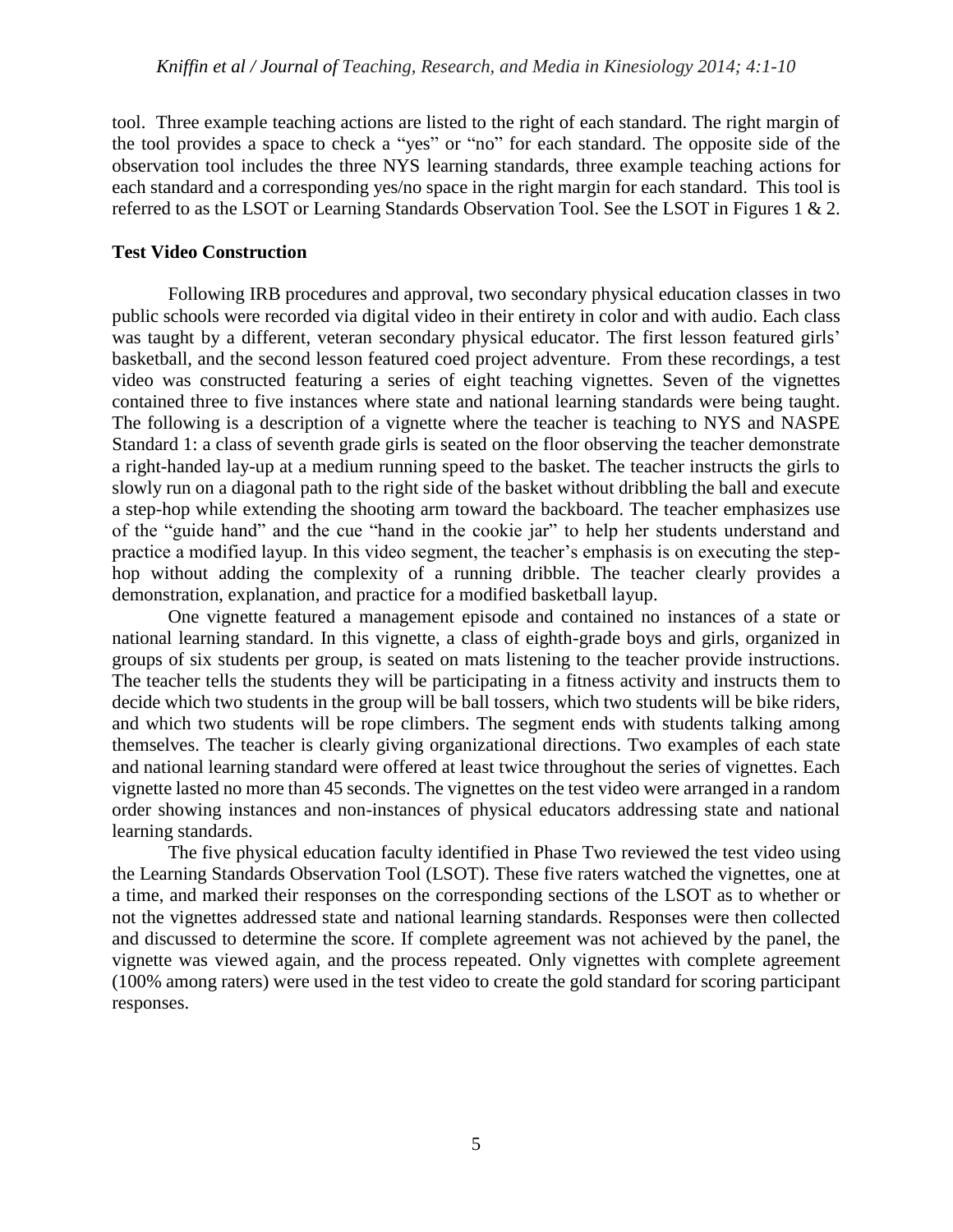tool. Three example teaching actions are listed to the right of each standard. The right margin of the tool provides a space to check a "yes" or "no" for each standard. The opposite side of the observation tool includes the three NYS learning standards, three example teaching actions for each standard and a corresponding yes/no space in the right margin for each standard. This tool is referred to as the LSOT or Learning Standards Observation Tool. See the LSOT in Figures 1 & 2.

**Test Video Construction**

Following IRB procedures and approval, two secondary physical education classes in two public schools were recorded via digital video in their entirety in color and with audio. Each class was taught by a different, veteran secondary physical educator. The first lesson featured girls' basketball, and the second lesson featured coed project adventure. From these recordings, a test video was constructed featuring a series of eight teaching vignettes. Seven of the vignettes contained three to five instances where state and national learning standards were being taught. The following is a description of a vignette where the teacher is teaching to NYS and NASPE Standard 1: a class of seventh grade girls is seated on the floor observing the teacher demonstrate a right-handed lay-up at a medium running speed to the basket. The teacher instructs the girls to slowly run on a diagonal path to the right side of the basket without dribbling the ball and execute a step-hop while extending the shooting arm toward the backboard. The teacher emphasizes use of the "guide hand" and the cue "hand in the cookie jar" to help her students understand and practice a modified layup. In this video segment, the teacher's emphasis is on executing the step-hop without adding the complexity of a running dribble. The teacher clearly provides a demonstration, explanation, and practice for a modified basketball layup.

One vignette featured a management episode and contained no instances of a state or national learning standard. In this vignette, a class of eighth-grade boys and girls, organized in groups of six students per group, is seated on mats listening to the teacher provide instructions. The teacher tells the students they will be participating in a fitness activity and instructs them to decide which two students in the group will be ball tossers, which two students will be bike riders, and which two students will be rope climbers. The segment ends with students talking among themselves. The teacher is clearly giving organizational directions. Two examples of each state and national learning standard were offered at least twice throughout the series of vignettes. Each vignette lasted no more than 45 seconds. The vignettes on the test video were arranged in a random order showing instances and non-instances of physical educators addressing state and national learning standards.

The five physical education faculty identified in Phase Two reviewed the test video using the Learning Standards Observation Tool (LSOT). These five raters watched the vignettes, one at a time, and marked their responses on the corresponding sections of the LSOT as to whether or not the vignettes addressed state and national learning standards. Responses were then collected and discussed to determine the score. If complete agreement was not achieved by the panel, the vignette was viewed again, and the process repeated. Only vignettes with complete agreement (100% among raters) were used in the test video to create the gold standard for scoring participant responses.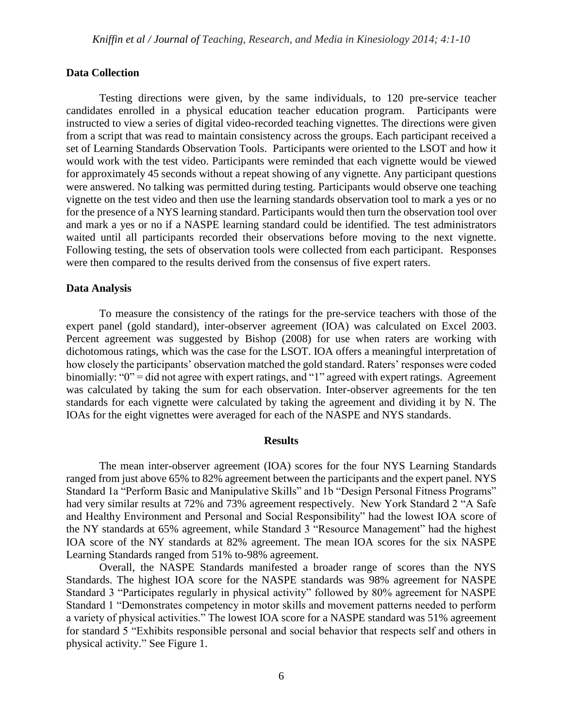### Data Collection

Testing directions were given, by the same individuals, to 120 pre-service teacher candidates enrolled in a physical education teacher education program. Participants were instructed to view a series of digital video-recorded teaching vignettes. The directions were given from a script that was read to maintain consistency across the groups. Each participant received a set of Learning Standards Observation Tools. Participants were oriented to the LSOT and how it would work with the test video. Participants were reminded that each vignette would be viewed for approximately 45 seconds without a repeat showing of any vignette. Any participant questions were answered. No talking was permitted during testing. Participants would observe one teaching vignette on the test video and then use the learning standards observation tool to mark a yes or no for the presence of a NYS learning standard. Participants would then turn the observation tool over and mark a yes or no if a NASPE learning standard could be identified. The test administrators waited until all participants recorded their observations before moving to the next vignette. Following testing, the sets of observation tools were collected from each participant. Responses were then compared to the results derived from the consensus of five expert raters.

### Data Analysis

To measure the consistency of the ratings for the pre-service teachers with those of the expert panel (gold standard), inter-observer agreement (IOA) was calculated on Excel 2003. Percent agreement was suggested by Bishop (2008) for use when raters are working with dichotomous ratings, which was the case for the LSOT. IOA offers a meaningful interpretation of how closely the participants' observation matched the gold standard. Raters' responses were coded binomially: "0" = did not agree with expert ratings, and "1" agreed with expert ratings. Agreement was calculated by taking the sum for each observation. Inter-observer agreements for the ten standards for each vignette were calculated by taking the agreement and dividing it by N. The IOAs for the eight vignettes were averaged for each of the NASPE and NYS standards.

## Results

The mean inter-observer agreement (IOA) scores for the four NYS Learning Standards ranged from just above 65% to 82% agreement between the participants and the expert panel. NYS Standard 1a "Perform Basic and Manipulative Skills" and 1b "Design Personal Fitness Programs" had very similar results at 72% and 73% agreement respectively. New York Standard 2 "A Safe and Healthy Environment and Personal and Social Responsibility" had the lowest IOA score of the NY standards at 65% agreement, while Standard 3 "Resource Management" had the highest IOA score of the NY standards at 82% agreement. The mean IOA scores for the six NASPE Learning Standards ranged from 51% to-98% agreement.

Overall, the NASPE Standards manifested a broader range of scores than the NYS Standards. The highest IOA score for the NASPE standards was 98% agreement for NASPE Standard 3 "Participates regularly in physical activity" followed by 80% agreement for NASPE Standard 1 "Demonstrates competency in motor skills and movement patterns needed to perform a variety of physical activities." The lowest IOA score for a NASPE standard was 51% agreement for standard 5 "Exhibits responsible personal and social behavior that respects self and others in physical activity." See Figure 1.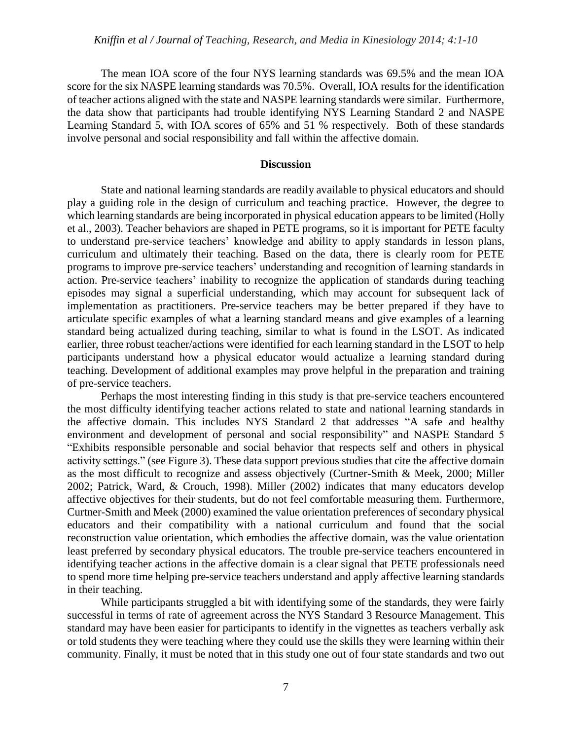The mean IOA score of the four NYS learning standards was 69.5% and the mean IOA score for the six NASPE learning standards was 70.5%. Overall, IOA results for the identification of teacher actions aligned with the state and NASPE learning standards were similar. Furthermore, the data show that participants had trouble identifying NYS Learning Standard 2 and NASPE Learning Standard 5, with IOA scores of 65% and 51 % respectively. Both of these standards involve personal and social responsibility and fall within the affective domain.

## Discussion

State and national learning standards are readily available to physical educators and should play a guiding role in the design of curriculum and teaching practice. However, the degree to which learning standards are being incorporated in physical education appears to be limited (Holly et al., 2003). Teacher behaviors are shaped in PETE programs, so it is important for PETE faculty to understand pre-service teachers' knowledge and ability to apply standards in lesson plans, curriculum and ultimately their teaching. Based on the data, there is clearly room for PETE programs to improve pre-service teachers' understanding and recognition of learning standards in action. Pre-service teachers' inability to recognize the application of standards during teaching episodes may signal a superficial understanding, which may account for subsequent lack of implementation as practitioners. Pre-service teachers may be better prepared if they have to articulate specific examples of what a learning standard means and give examples of a learning standard being actualized during teaching, similar to what is found in the LSOT. As indicated earlier, three robust teacher/actions were identified for each learning standard in the LSOT to help participants understand how a physical educator would actualize a learning standard during teaching. Development of additional examples may prove helpful in the preparation and training of pre-service teachers.

Perhaps the most interesting finding in this study is that pre-service teachers encountered the most difficulty identifying teacher actions related to state and national learning standards in the affective domain. This includes NYS Standard 2 that addresses "A safe and healthy environment and development of personal and social responsibility" and NASPE Standard 5 "Exhibits responsible personable and social behavior that respects self and others in physical activity settings." (see Figure 3). These data support previous studies that cite the affective domain as the most difficult to recognize and assess objectively (Curtner-Smith & Meek, 2000; Miller 2002; Patrick, Ward, & Crouch, 1998). Miller (2002) indicates that many educators develop affective objectives for their students, but do not feel comfortable measuring them. Furthermore, Curtner-Smith and Meek (2000) examined the value orientation preferences of secondary physical educators and their compatibility with a national curriculum and found that the social reconstruction value orientation, which embodies the affective domain, was the value orientation least preferred by secondary physical educators. The trouble pre-service teachers encountered in identifying teacher actions in the affective domain is a clear signal that PETE professionals need to spend more time helping pre-service teachers understand and apply affective learning standards in their teaching.

While participants struggled a bit with identifying some of the standards, they were fairly successful in terms of rate of agreement across the NYS Standard 3 Resource Management. This standard may have been easier for participants to identify in the vignettes as teachers verbally ask or told students they were teaching where they could use the skills they were learning within their community. Finally, it must be noted that in this study one out of four state standards and two out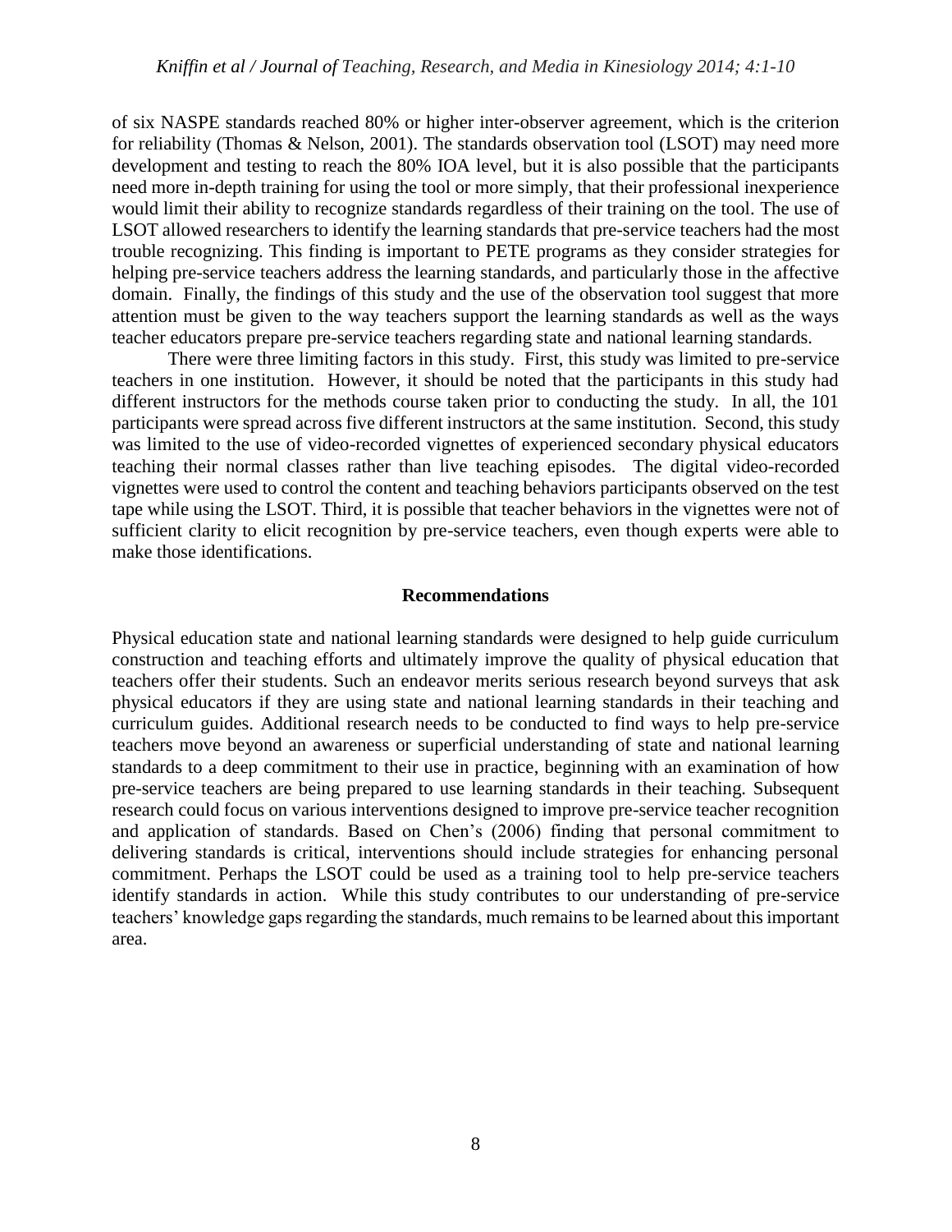of six NASPE standards reached 80% or higher inter-observer agreement, which is the criterion for reliability (Thomas & Nelson, 2001). The standards observation tool (LSOT) may need more development and testing to reach the 80% IOA level, but it is also possible that the participants need more in-depth training for using the tool or more simply, that their professional inexperience would limit their ability to recognize standards regardless of their training on the tool. The use of LSOT allowed researchers to identify the learning standards that pre-service teachers had the most trouble recognizing. This finding is important to PETE programs as they consider strategies for helping pre-service teachers address the learning standards, and particularly those in the affective domain. Finally, the findings of this study and the use of the observation tool suggest that more attention must be given to the way teachers support the learning standards as well as the ways teacher educators prepare pre-service teachers regarding state and national learning standards.

There were three limiting factors in this study. First, this study was limited to pre-service teachers in one institution. However, it should be noted that the participants in this study had different instructors for the methods course taken prior to conducting the study. In all, the 101 participants were spread across five different instructors at the same institution. Second, this study was limited to the use of video-recorded vignettes of experienced secondary physical educators teaching their normal classes rather than live teaching episodes. The digital video-recorded vignettes were used to control the content and teaching behaviors participants observed on the test tape while using the LSOT. Third, it is possible that teacher behaviors in the vignettes were not of sufficient clarity to elicit recognition by pre-service teachers, even though experts were able to make those identifications.

## Recommendations

Physical education state and national learning standards were designed to help guide curriculum construction and teaching efforts and ultimately improve the quality of physical education that teachers offer their students. Such an endeavor merits serious research beyond surveys that ask physical educators if they are using state and national learning standards in their teaching and curriculum guides. Additional research needs to be conducted to find ways to help pre-service teachers move beyond an awareness or superficial understanding of state and national learning standards to a deep commitment to their use in practice, beginning with an examination of how pre-service teachers are being prepared to use learning standards in their teaching. Subsequent research could focus on various interventions designed to improve pre-service teacher recognition and application of standards. Based on Chen's (2006) finding that personal commitment to delivering standards is critical, interventions should include strategies for enhancing personal commitment. Perhaps the LSOT could be used as a training tool to help pre-service teachers identify standards in action. While this study contributes to our understanding of pre-service teachers' knowledge gaps regarding the standards, much remains to be learned about this important area.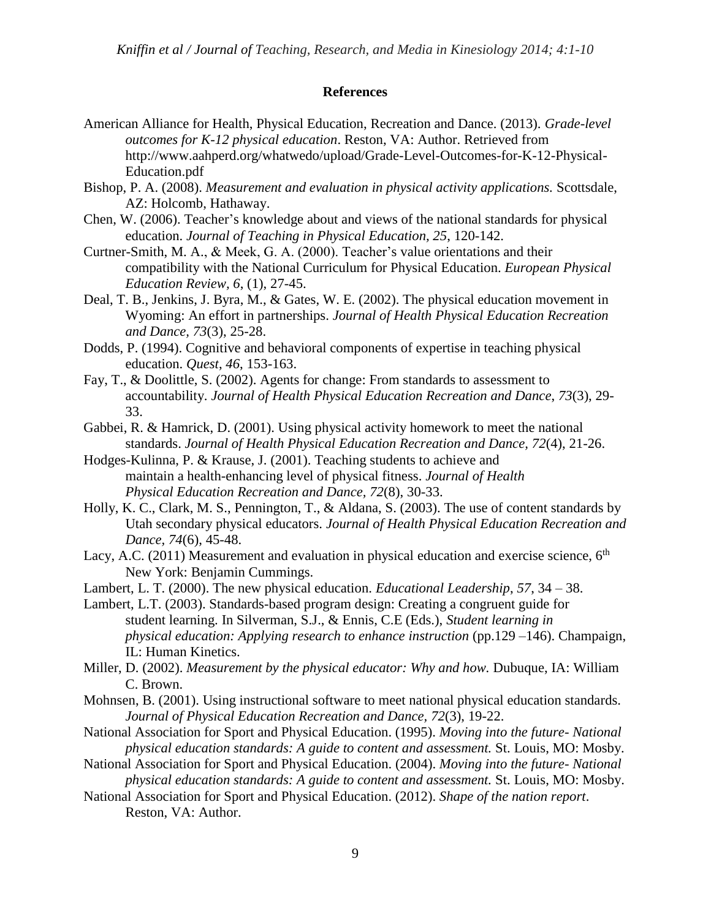## References

American Alliance for Health, Physical Education, Recreation and Dance. (2013). *Grade-level outcomes for K-12 physical education*. Reston, VA: Author. Retrieved from http://www.aahperd.org/whatwedo/upload/Grade-Level-Outcomes-for-K-12-Physical-Education.pdf

Bishop, P. A. (2008). *Measurement and evaluation in physical activity applications.* Scottsdale, AZ: Holcomb, Hathaway.

Chen, W. (2006). Teacher's knowledge about and views of the national standards for physical education. *Journal of Teaching in Physical Education, 25*, 120-142.

Curtner-Smith, M. A., & Meek, G. A. (2000). Teacher's value orientations and their compatibility with the National Curriculum for Physical Education. *European Physical Education Review, 6*, (1), 27-45.

Deal, T. B., Jenkins, J. Byra, M., & Gates, W. E. (2002). The physical education movement in Wyoming: An effort in partnerships. *Journal of Health Physical Education Recreation and Dance, 73*(3), 25-28.

Dodds, P. (1994). Cognitive and behavioral components of expertise in teaching physical education. *Quest, 46*, 153-163.

Fay, T., & Doolittle, S. (2002). Agents for change: From standards to assessment to accountability. *Journal of Health Physical Education Recreation and Dance, 73*(3), 29-33.

Gabbei, R. & Hamrick, D. (2001). Using physical activity homework to meet the national standards. *Journal of Health Physical Education Recreation and Dance, 72*(4), 21-26.

Hodges-Kulinna, P. & Krause, J. (2001). Teaching students to achieve and maintain a health-enhancing level of physical fitness. *Journal of Health Physical Education Recreation and Dance, 72*(8), 30-33.

Holly, K. C., Clark, M. S., Pennington, T., & Aldana, S. (2003). The use of content standards by Utah secondary physical educators. *Journal of Health Physical Education Recreation and Dance, 74*(6), 45-48.

Lacy, A.C. (2011) Measurement and evaluation in physical education and exercise science, 6th New York: Benjamin Cummings.

Lambert, L. T. (2000). The new physical education. *Educational Leadership, 57*, 34 – 38.

Lambert, L.T. (2003). Standards-based program design: Creating a congruent guide for student learning. In Silverman, S.J., & Ennis, C.E (Eds.), *Student learning in physical education: Applying research to enhance instruction* (pp.129 –146). Champaign, IL: Human Kinetics.

Miller, D. (2002). *Measurement by the physical educator: Why and how.* Dubuque, IA: William C. Brown.

Mohnsen, B. (2001). Using instructional software to meet national physical education standards. *Journal of Physical Education Recreation and Dance, 72*(3), 19-22.

National Association for Sport and Physical Education. (1995). *Moving into the future- National physical education standards: A guide to content and assessment.* St. Louis, MO: Mosby.

National Association for Sport and Physical Education. (2004). *Moving into the future- National physical education standards: A guide to content and assessment.* St. Louis, MO: Mosby.

National Association for Sport and Physical Education. (2012). *Shape of the nation report*. Reston, VA: Author.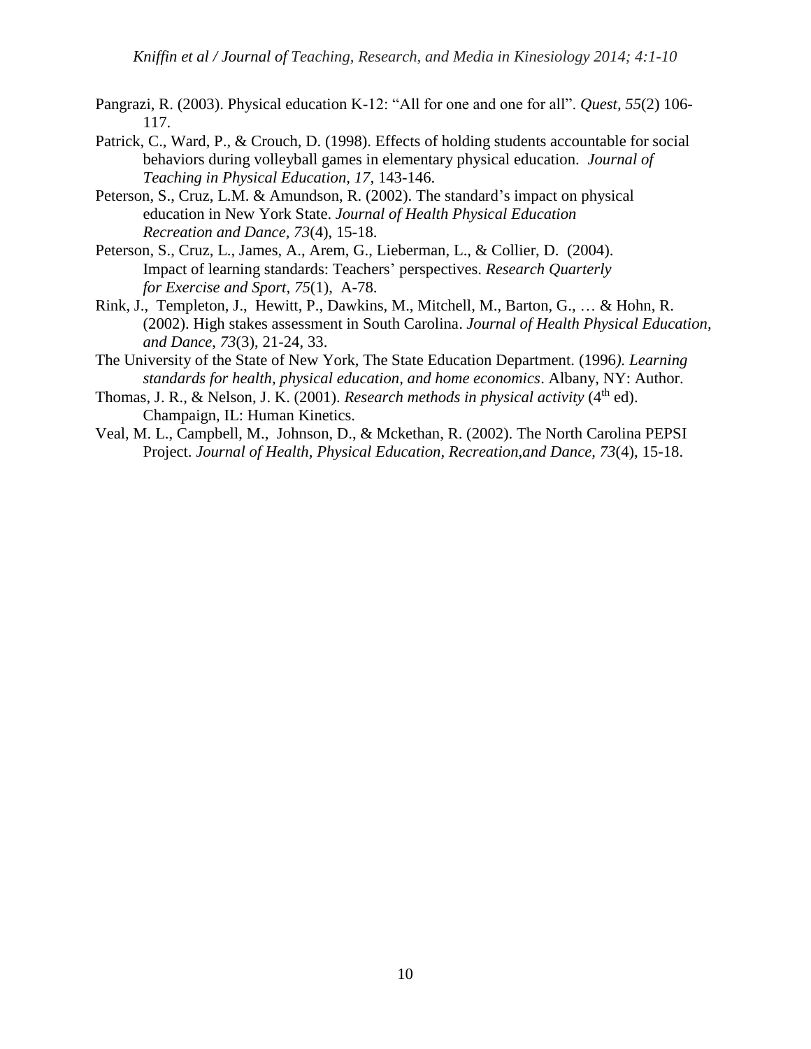Pangrazi, R. (2003). Physical education K-12: "All for one and one for all". *Quest, 55*(2) 106-117.

Patrick, C., Ward, P., & Crouch, D. (1998). Effects of holding students accountable for social behaviors during volleyball games in elementary physical education. *Journal of Teaching in Physical Education, 17*, 143-146.

Peterson, S., Cruz, L.M. & Amundson, R. (2002). The standard's impact on physical education in New York State. *Journal of Health Physical Education Recreation and Dance, 73*(4), 15-18.

Peterson, S., Cruz, L., James, A., Arem, G., Lieberman, L., & Collier, D. (2004). Impact of learning standards: Teachers' perspectives. *Research Quarterly for Exercise and Sport, 75*(1), A-78.

Rink, J., Templeton, J., Hewitt, P., Dawkins, M., Mitchell, M., Barton, G., … & Hohn, R. (2002). High stakes assessment in South Carolina. *Journal of Health Physical Education, and Dance, 73*(3), 21-24, 33.

The University of the State of New York, The State Education Department. (1996*). Learning standards for health, physical education, and home economics*. Albany, NY: Author.

Thomas, J. R., & Nelson, J. K. (2001). *Research methods in physical activity* (4th ed). Champaign, IL: Human Kinetics.

Veal, M. L., Campbell, M., Johnson, D., & Mckethan, R. (2002). The North Carolina PEPSI Project. *Journal of Health, Physical Education, Recreation,and Dance, 73*(4), 15-18.